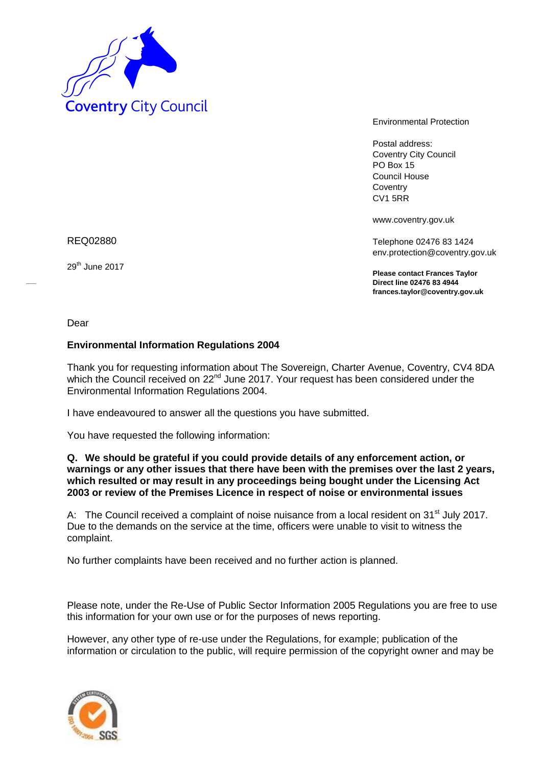Coventry City Council

Environmental Protection

Postal address:
Coventry City Council
PO Box 15
Council House
Coventry
CV1 5RR

www.coventry.gov.uk

Telephone 02476 83 1424
env.protection@coventry.gov.uk

**Please contact Frances Taylor**
**Direct line 02476 83 4944**
**frances.taylor@coventry.gov.uk**

REQ02880

29th June 2017

Dear

**Environmental Information Regulations 2004**

Thank you for requesting information about The Sovereign, Charter Avenue, Coventry, CV4 8DA which the Council received on 22nd June 2017. Your request has been considered under the Environmental Information Regulations 2004.

I have endeavoured to answer all the questions you have submitted.

You have requested the following information:

**Q. We should be grateful if you could provide details of any enforcement action, or warnings or any other issues that there have been with the premises over the last 2 years, which resulted or may result in any proceedings being bought under the Licensing Act 2003 or review of the Premises Licence in respect of noise or environmental issues**

A: The Council received a complaint of noise nuisance from a local resident on 31st July 2017. Due to the demands on the service at the time, officers were unable to visit to witness the complaint.

No further complaints have been received and no further action is planned.

Please note, under the Re-Use of Public Sector Information 2005 Regulations you are free to use this information for your own use or for the purposes of news reporting.

However, any other type of re-use under the Regulations, for example; publication of the information or circulation to the public, will require permission of the copyright owner and may be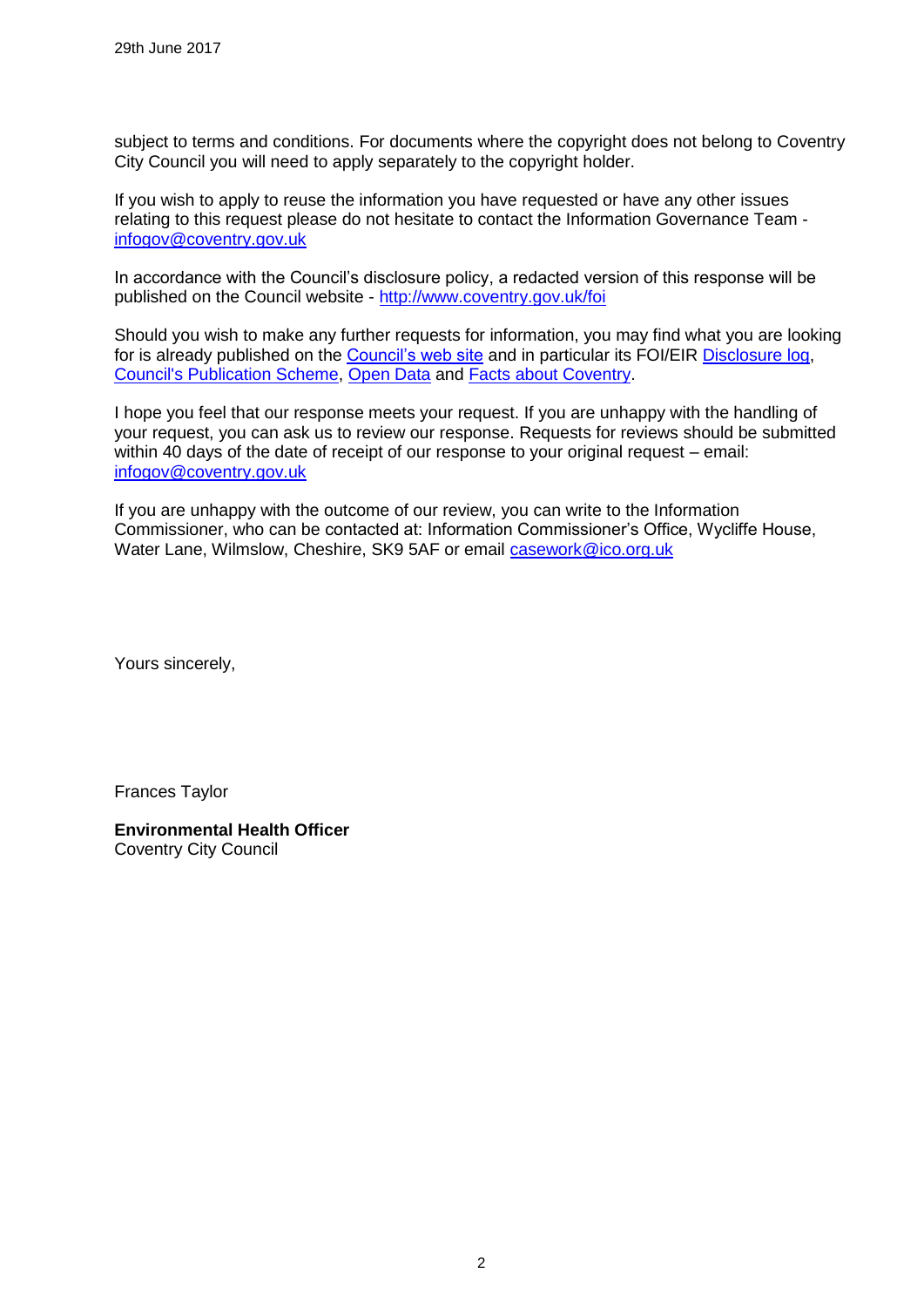subject to terms and conditions. For documents where the copyright does not belong to Coventry City Council you will need to apply separately to the copyright holder.

If you wish to apply to reuse the information you have requested or have any other issues relating to this request please do not hesitate to contact the Information Governance Team - infogov@coventry.gov.uk

In accordance with the Council's disclosure policy, a redacted version of this response will be published on the Council website - http://www.coventry.gov.uk/foi

Should you wish to make any further requests for information, you may find what you are looking for is already published on the Council's web site and in particular its FOI/EIR Disclosure log, Council's Publication Scheme, Open Data and Facts about Coventry.

I hope you feel that our response meets your request. If you are unhappy with the handling of your request, you can ask us to review our response. Requests for reviews should be submitted within 40 days of the date of receipt of our response to your original request – email: infogov@coventry.gov.uk

If you are unhappy with the outcome of our review, you can write to the Information Commissioner, who can be contacted at: Information Commissioner's Office, Wycliffe House, Water Lane, Wilmslow, Cheshire, SK9 5AF or email casework@ico.org.uk

Yours sincerely,

Frances Taylor

**Environmental Health Officer**
Coventry City Council